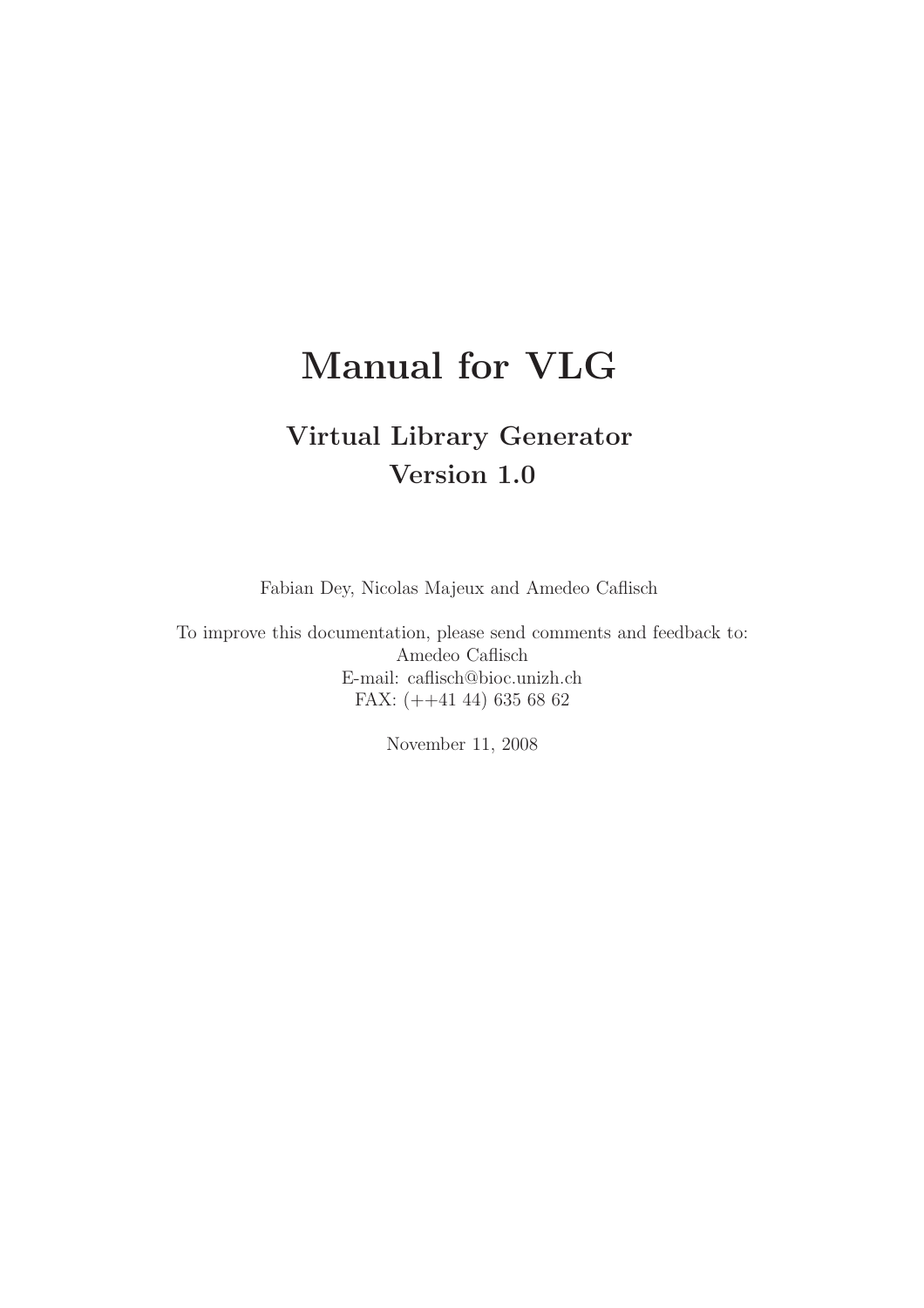# Manual for VLG

## Virtual Library Generator
## Version 1.0

Fabian Dey, Nicolas Majeux and Amedeo Caflisch

To improve this documentation, please send comments and feedback to:
Amedeo Caflisch
E-mail: caflisch@bioc.unizh.ch
FAX: (++41 44) 635 68 62

November 11, 2008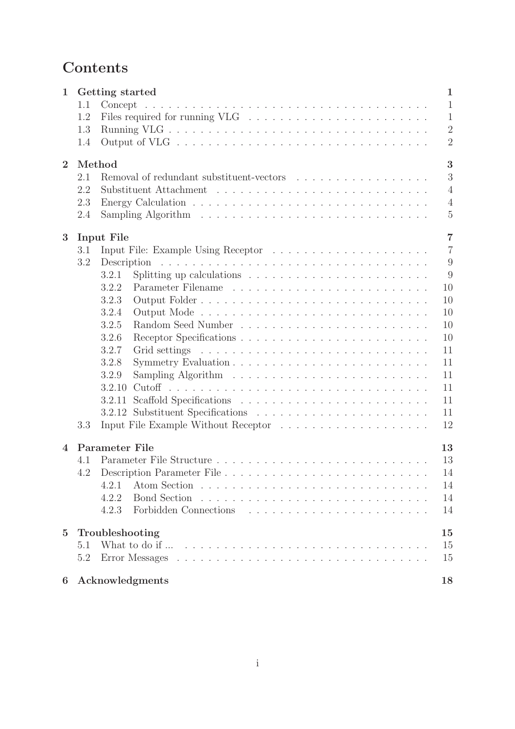# Contents

**1 Getting started** — 1
- 1.1 Concept — 1
- 1.2 Files required for running VLG — 1
- 1.3 Running VLG — 2
- 1.4 Output of VLG — 2

**2 Method** — 3
- 2.1 Removal of redundant substituent-vectors — 3
- 2.2 Substituent Attachment — 4
- 2.3 Energy Calculation — 4
- 2.4 Sampling Algorithm — 5

**3 Input File** — 7
- 3.1 Input File: Example Using Receptor — 7
- 3.2 Description — 9
  - 3.2.1 Splitting up calculations — 9
  - 3.2.2 Parameter Filename — 10
  - 3.2.3 Output Folder — 10
  - 3.2.4 Output Mode — 10
  - 3.2.5 Random Seed Number — 10
  - 3.2.6 Receptor Specifications — 10
  - 3.2.7 Grid settings — 11
  - 3.2.8 Symmetry Evaluation — 11
  - 3.2.9 Sampling Algorithm — 11
  - 3.2.10 Cutoff — 11
  - 3.2.11 Scaffold Specifications — 11
  - 3.2.12 Substituent Specifications — 11
- 3.3 Input File Example Without Receptor — 12

**4 Parameter File** — 13
- 4.1 Parameter File Structure — 13
- 4.2 Description Parameter File — 14
  - 4.2.1 Atom Section — 14
  - 4.2.2 Bond Section — 14
  - 4.2.3 Forbidden Connections — 14

**5 Troubleshooting** — 15
- 5.1 What to do if ... — 15
- 5.2 Error Messages — 15

**6 Acknowledgments** — 18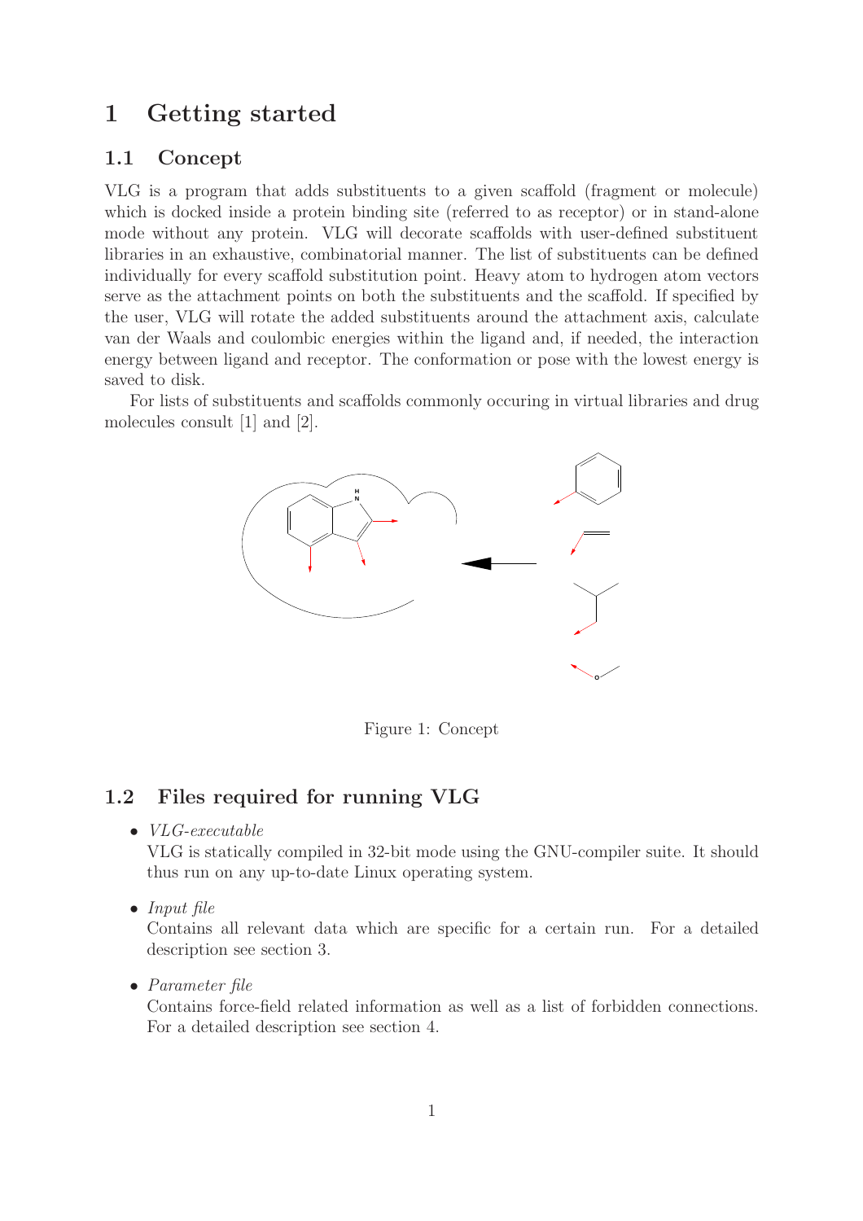# 1 Getting started

## 1.1 Concept

VLG is a program that adds substituents to a given scaffold (fragment or molecule) which is docked inside a protein binding site (referred to as receptor) or in stand-alone mode without any protein. VLG will decorate scaffolds with user-defined substituent libraries in an exhaustive, combinatorial manner. The list of substituents can be defined individually for every scaffold substitution point. Heavy atom to hydrogen atom vectors serve as the attachment points on both the substituents and the scaffold. If specified by the user, VLG will rotate the added substituents around the attachment axis, calculate van der Waals and coulombic energies within the ligand and, if needed, the interaction energy between ligand and receptor. The conformation or pose with the lowest energy is saved to disk.

For lists of substituents and scaffolds commonly occuring in virtual libraries and drug molecules consult [1] and [2].

Figure 1: Concept

## 1.2 Files required for running VLG

- *VLG-executable*
  VLG is statically compiled in 32-bit mode using the GNU-compiler suite. It should thus run on any up-to-date Linux operating system.
- *Input file*
  Contains all relevant data which are specific for a certain run. For a detailed description see section 3.
- *Parameter file*
  Contains force-field related information as well as a list of forbidden connections. For a detailed description see section 4.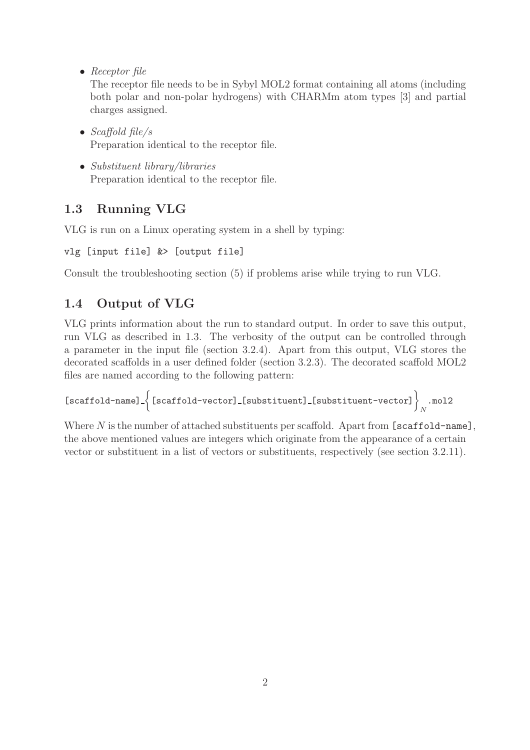- *Receptor file*
  The receptor file needs to be in Sybyl MOL2 format containing all atoms (including both polar and non-polar hydrogens) with CHARMm atom types [3] and partial charges assigned.
- *Scaffold file/s*
  Preparation identical to the receptor file.
- *Substituent library/libraries*
  Preparation identical to the receptor file.

## 1.3 Running VLG

VLG is run on a Linux operating system in a shell by typing:

```
vlg [input file] &> [output file]
```

Consult the troubleshooting section (5) if problems arise while trying to run VLG.

## 1.4 Output of VLG

VLG prints information about the run to standard output. In order to save this output, run VLG as described in 1.3. The verbosity of the output can be controlled through a parameter in the input file (section 3.2.4). Apart from this output, VLG stores the decorated scaffolds in a user defined folder (section 3.2.3). The decorated scaffold MOL2 files are named according to the following pattern:

$$\texttt{[scaffold-name]\_}\Big\{\texttt{[scaffold-vector]\_[substituent]\_[substituent-vector]}\Big\}_N\texttt{.mol2}$$

Where $N$ is the number of attached substituents per scaffold. Apart from `[scaffold-name]`, the above mentioned values are integers which originate from the appearance of a certain vector or substituent in a list of vectors or substituents, respectively (see section 3.2.11).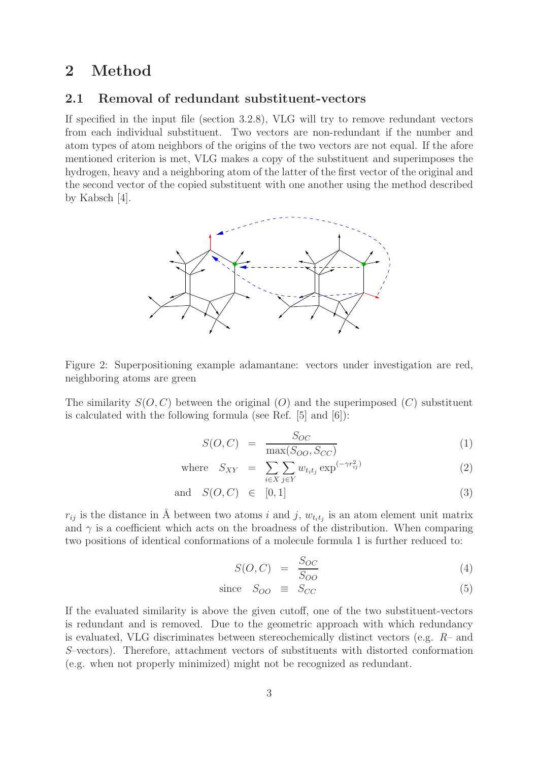## 2 Method

### 2.1 Removal of redundant substituent-vectors

If specified in the input file (section 3.2.8), VLG will try to remove redundant vectors from each individual substituent. Two vectors are non-redundant if the number and atom types of atom neighbors of the origins of the two vectors are not equal. If the afore mentioned criterion is met, VLG makes a copy of the substituent and superimposes the hydrogen, heavy and a neighboring atom of the latter of the first vector of the original and the second vector of the copied substituent with one another using the method described by Kabsch [4].

Figure 2: Superpositioning example adamantane: vectors under investigation are red, neighboring atoms are green

The similarity $S(O,C)$ between the original ($O$) and the superimposed ($C$) substituent is calculated with the following formula (see Ref. [5] and [6]):

$$S(O,C) = \frac{S_{OC}}{\max(S_{OO}, S_{CC})} \tag{1}$$

$$\text{where} \quad S_{XY} = \sum_{i \in X} \sum_{j \in Y} w_{t_i t_j} \exp^{(-\gamma r_{ij}^2)} \tag{2}$$

$$\text{and} \quad S(O,C) \in [0,1] \tag{3}$$

$r_{ij}$ is the distance in Å between two atoms $i$ and $j$, $w_{t_i t_j}$ is an atom element unit matrix and $\gamma$ is a coefficient which acts on the broadness of the distribution. When comparing two positions of identical conformations of a molecule formula 1 is further reduced to:

$$S(O,C) = \frac{S_{OC}}{S_{OO}} \tag{4}$$

$$\text{since} \quad S_{OO} \equiv S_{CC} \tag{5}$$

If the evaluated similarity is above the given cutoff, one of the two substituent-vectors is redundant and is removed. Due to the geometric approach with which redundancy is evaluated, VLG discriminates between stereochemically distinct vectors (e.g. *R*– and *S*–vectors). Therefore, attachment vectors of substituents with distorted conformation (e.g. when not properly minimized) might not be recognized as redundant.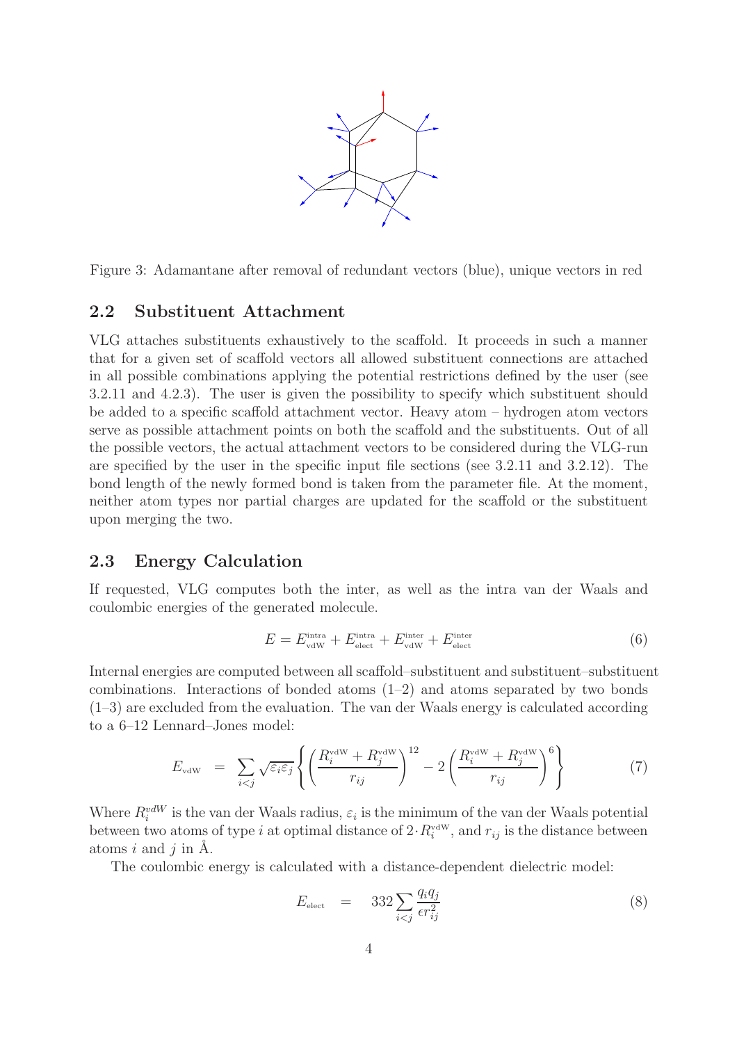Figure 3: Adamantane after removal of redundant vectors (blue), unique vectors in red

## 2.2 Substituent Attachment

VLG attaches substituents exhaustively to the scaffold. It proceeds in such a manner that for a given set of scaffold vectors all allowed substituent connections are attached in all possible combinations applying the potential restrictions defined by the user (see 3.2.11 and 4.2.3). The user is given the possibility to specify which substituent should be added to a specific scaffold attachment vector. Heavy atom – hydrogen atom vectors serve as possible attachment points on both the scaffold and the substituents. Out of all the possible vectors, the actual attachment vectors to be considered during the VLG-run are specified by the user in the specific input file sections (see 3.2.11 and 3.2.12). The bond length of the newly formed bond is taken from the parameter file. At the moment, neither atom types nor partial charges are updated for the scaffold or the substituent upon merging the two.

## 2.3 Energy Calculation

If requested, VLG computes both the inter, as well as the intra van der Waals and coulombic energies of the generated molecule.

$$E = E_{\text{vdW}}^{\text{intra}} + E_{\text{elect}}^{\text{intra}} + E_{\text{vdW}}^{\text{inter}} + E_{\text{elect}}^{\text{inter}} \tag{6}$$

Internal energies are computed between all scaffold–substituent and substituent–substituent combinations. Interactions of bonded atoms (1–2) and atoms separated by two bonds (1–3) are excluded from the evaluation. The van der Waals energy is calculated according to a 6–12 Lennard–Jones model:

$$E_{\text{vdW}} = \sum_{i<j} \sqrt{\varepsilon_i \varepsilon_j} \left\{ \left( \frac{R_i^{\text{vdW}} + R_j^{\text{vdW}}}{r_{ij}} \right)^{12} - 2 \left( \frac{R_i^{\text{vdW}} + R_j^{\text{vdW}}}{r_{ij}} \right)^{6} \right\} \tag{7}$$

Where $R_i^{vdW}$ is the van der Waals radius, $\varepsilon_i$ is the minimum of the van der Waals potential between two atoms of type $i$ at optimal distance of $2 \cdot R_i^{\text{vdW}}$, and $r_{ij}$ is the distance between atoms $i$ and $j$ in Å.

The coulombic energy is calculated with a distance-dependent dielectric model:

$$E_{\text{elect}} = 332 \sum_{i<j} \frac{q_i q_j}{\epsilon r_{ij}^2} \tag{8}$$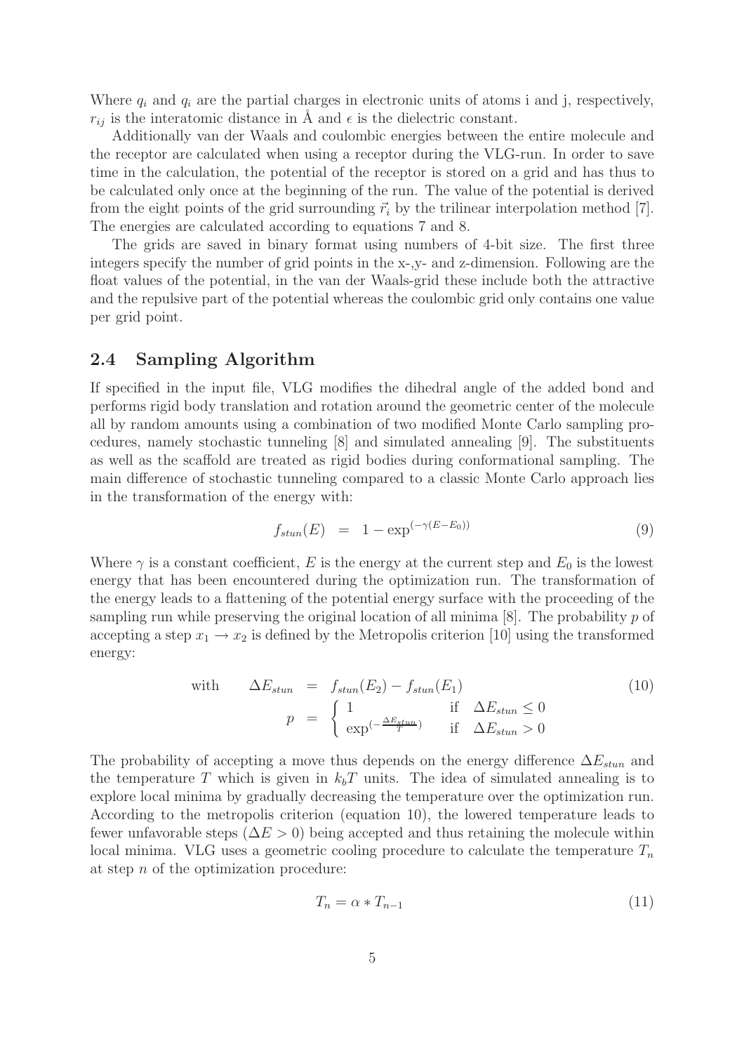Where $q_i$ and $q_i$ are the partial charges in electronic units of atoms i and j, respectively, $r_{ij}$ is the interatomic distance in Å and $\epsilon$ is the dielectric constant.

Additionally van der Waals and coulombic energies between the entire molecule and the receptor are calculated when using a receptor during the VLG-run. In order to save time in the calculation, the potential of the receptor is stored on a grid and has thus to be calculated only once at the beginning of the run. The value of the potential is derived from the eight points of the grid surrounding $\vec{r}_i$ by the trilinear interpolation method [7]. The energies are calculated according to equations 7 and 8.

The grids are saved in binary format using numbers of 4-bit size. The first three integers specify the number of grid points in the x-,y- and z-dimension. Following are the float values of the potential, in the van der Waals-grid these include both the attractive and the repulsive part of the potential whereas the coulombic grid only contains one value per grid point.

## 2.4 Sampling Algorithm

If specified in the input file, VLG modifies the dihedral angle of the added bond and performs rigid body translation and rotation around the geometric center of the molecule all by random amounts using a combination of two modified Monte Carlo sampling procedures, namely stochastic tunneling [8] and simulated annealing [9]. The substituents as well as the scaffold are treated as rigid bodies during conformational sampling. The main difference of stochastic tunneling compared to a classic Monte Carlo approach lies in the transformation of the energy with:

$$f_{stun}(E) \;=\; 1 - \exp^{(-\gamma(E-E_0))} \tag{9}$$

Where $\gamma$ is a constant coefficient, $E$ is the energy at the current step and $E_0$ is the lowest energy that has been encountered during the optimization run. The transformation of the energy leads to a flattening of the potential energy surface with the proceeding of the sampling run while preserving the original location of all minima [8]. The probability $p$ of accepting a step $x_1 \rightarrow x_2$ is defined by the Metropolis criterion [10] using the transformed energy:

$$\text{with} \qquad \Delta E_{stun} \;=\; f_{stun}(E_2) - f_{stun}(E_1) \qquad p \;=\; \begin{cases} 1 & \text{if} \quad \Delta E_{stun} \leq 0 \\ \exp^{(-\frac{\Delta E_{stun}}{T})} & \text{if} \quad \Delta E_{stun} > 0 \end{cases} \tag{10}$$

The probability of accepting a move thus depends on the energy difference $\Delta E_{stun}$ and the temperature $T$ which is given in $k_bT$ units. The idea of simulated annealing is to explore local minima by gradually decreasing the temperature over the optimization run. According to the metropolis criterion (equation 10), the lowered temperature leads to fewer unfavorable steps ($\Delta E > 0$) being accepted and thus retaining the molecule within local minima. VLG uses a geometric cooling procedure to calculate the temperature $T_n$ at step $n$ of the optimization procedure:

$$T_n = \alpha * T_{n-1} \tag{11}$$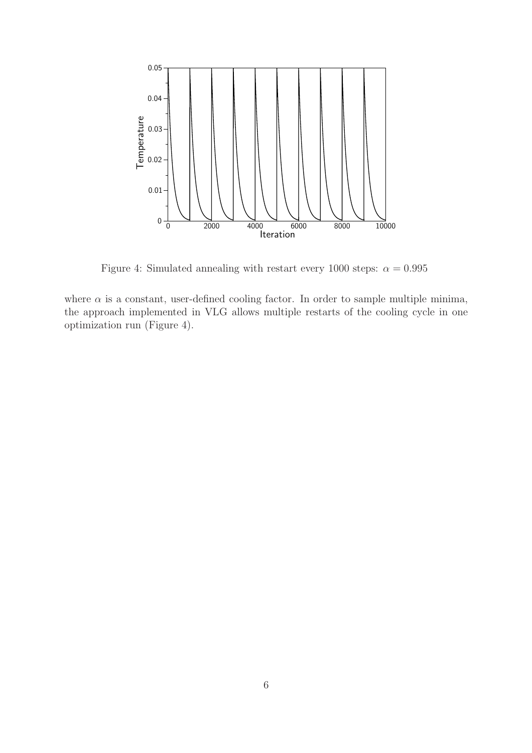Figure 4: Simulated annealing with restart every 1000 steps: $\alpha = 0.995$

where $\alpha$ is a constant, user-defined cooling factor. In order to sample multiple minima, the approach implemented in VLG allows multiple restarts of the cooling cycle in one optimization run (Figure 4).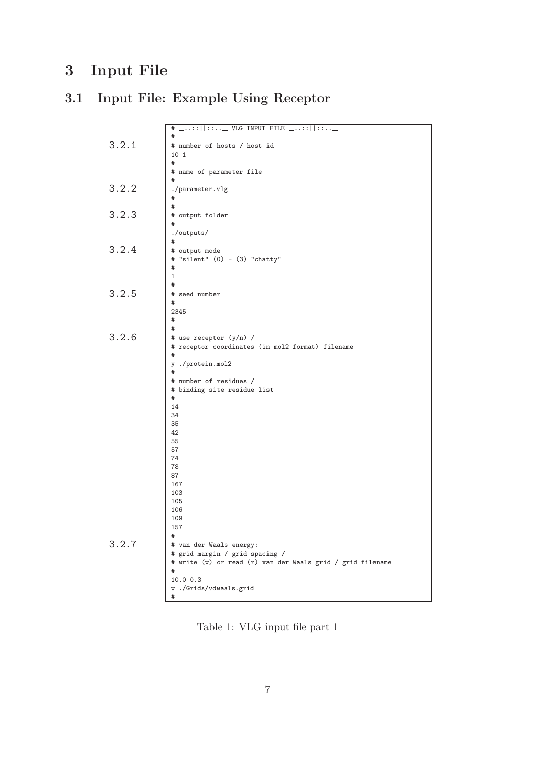# 3 Input File

## 3.1 Input File: Example Using Receptor

| | |
|---|---|
| | `# _..::\|\|::.._ VLG INPUT FILE _..::\|\|::.._` |
| | `#` |
| 3.2.1 | `# number of hosts / host id` |
| | `10 1` |
| | `#` |
| | `# name of parameter file` |
| | `#` |
| 3.2.2 | `./parameter.vlg` |
| | `#` |
| | `#` |
| 3.2.3 | `# output folder` |
| | `#` |
| | `./outputs/` |
| | `#` |
| 3.2.4 | `# output mode` |
| | `# "silent" (0) - (3) "chatty"` |
| | `#` |
| | `1` |
| | `#` |
| 3.2.5 | `# seed number` |
| | `#` |
| | `2345` |
| | `#` |
| | `#` |
| 3.2.6 | `# use receptor (y/n) /` |
| | `# receptor coordinates (in mol2 format) filename` |
| | `#` |
| | `y ./protein.mol2` |
| | `#` |
| | `# number of residues /` |
| | `# binding site residue list` |
| | `#` |
| | `14` |
| | `34` |
| | `35` |
| | `42` |
| | `55` |
| | `57` |
| | `74` |
| | `78` |
| | `87` |
| | `167` |
| | `103` |
| | `105` |
| | `106` |
| | `109` |
| | `157` |
| | `#` |
| 3.2.7 | `# van der Waals energy:` |
| | `# grid margin / grid spacing /` |
| | `# write (w) or read (r) van der Waals grid / grid filename` |
| | `#` |
| | `10.0 0.3` |
| | `w ./Grids/vdwaals.grid` |
| | `#` |

Table 1: VLG input file part 1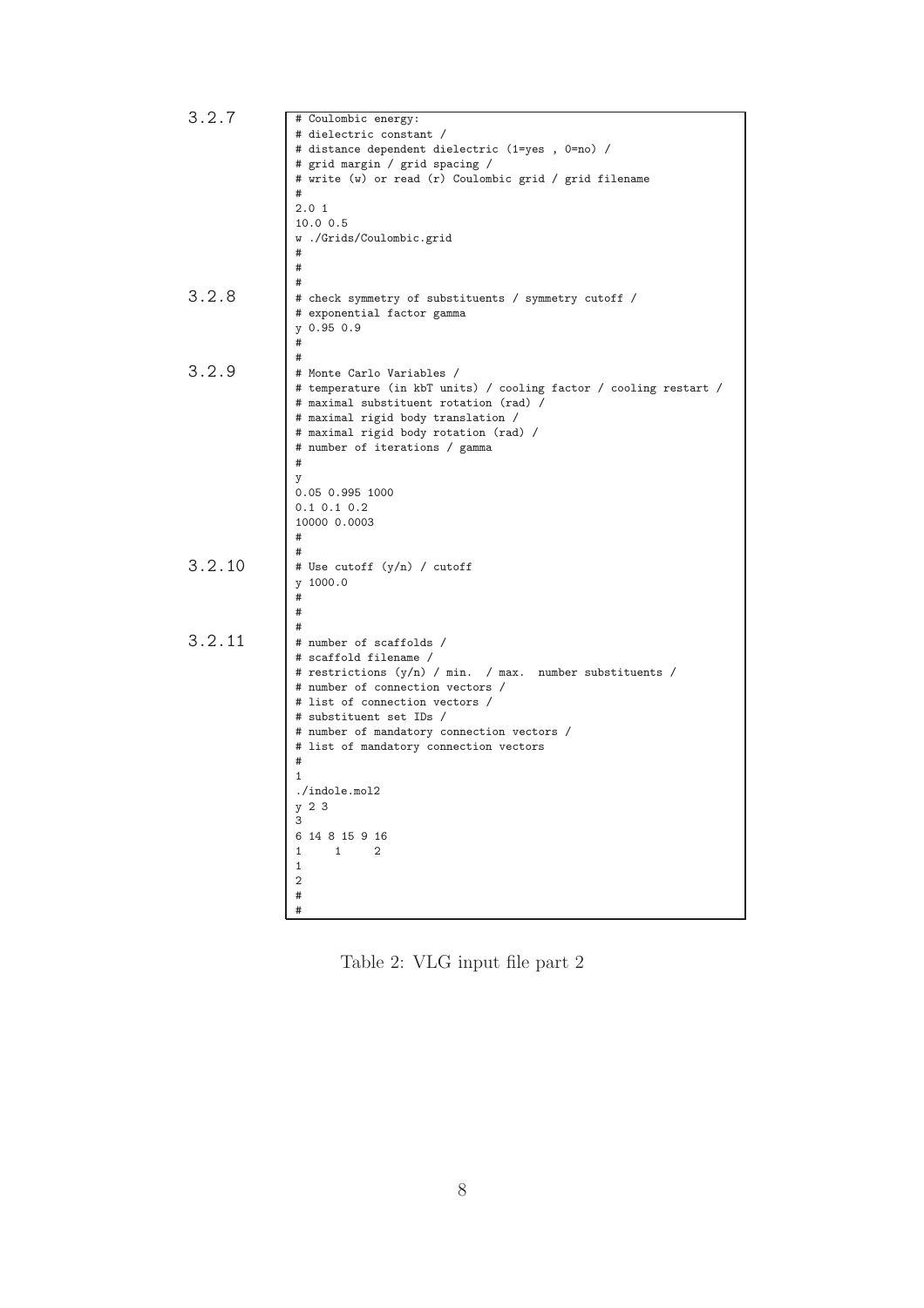3.2.7

```
# Coulombic energy:
# dielectric constant /
# distance dependent dielectric (1=yes , 0=no) /
# grid margin / grid spacing /
# write (w) or read (r) Coulombic grid / grid filename
#
2.0 1
10.0 0.5
w ./Grids/Coulombic.grid
#
#
#
```

3.2.8

```
# check symmetry of substituents / symmetry cutoff /
# exponential factor gamma
y 0.95 0.9
#
#
```

3.2.9

```
# Monte Carlo Variables /
# temperature (in kbT units) / cooling factor / cooling restart /
# maximal substituent rotation (rad) /
# maximal rigid body translation /
# maximal rigid body rotation (rad) /
# number of iterations / gamma
#
y
0.05 0.995 1000
0.1 0.1 0.2
10000 0.0003
#
#
```

3.2.10

```
# Use cutoff (y/n) / cutoff
y 1000.0
#
#
#
```

3.2.11

```
# number of scaffolds /
# scaffold filename /
# restrictions (y/n) / min.  / max.  number substituents /
# number of connection vectors /
# list of connection vectors /
# substituent set IDs /
# number of mandatory connection vectors /
# list of mandatory connection vectors
#
1
./indole.mol2
y 2 3
3
6 14 8 15 9 16
1    1    2
1
2
#
#
```

Table 2: VLG input file part 2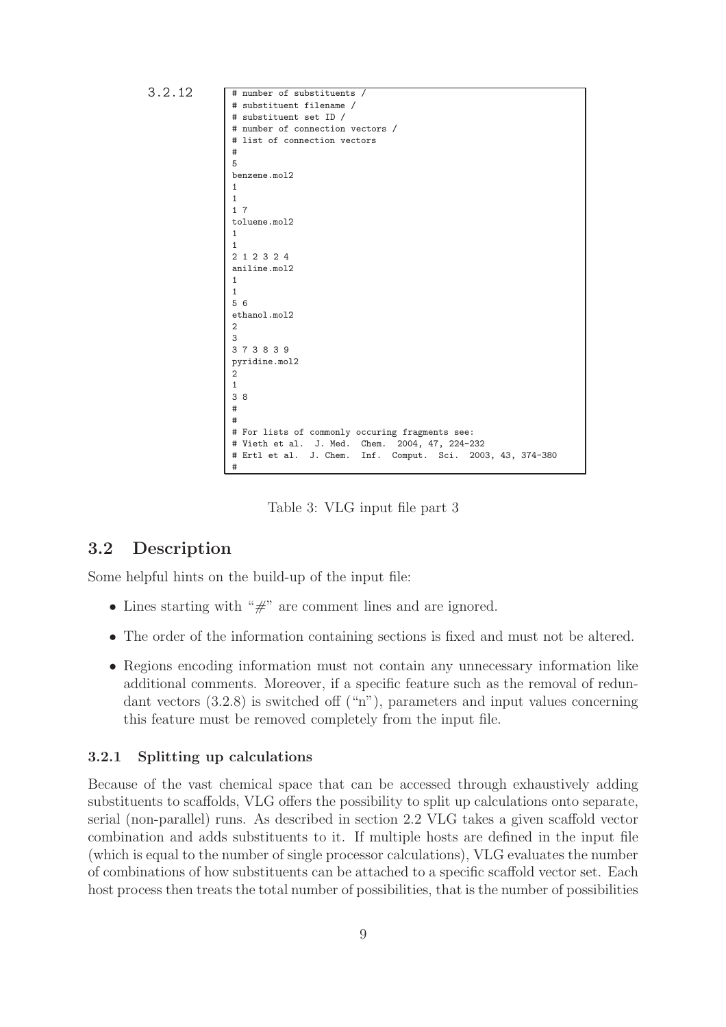3.2.12

```
# number of substituents /
# substituent filename /
# substituent set ID /
# number of connection vectors /
# list of connection vectors
#
5
benzene.mol2
1
1
1 7
toluene.mol2
1
1
2 1 2 3 2 4
aniline.mol2
1
1
5 6
ethanol.mol2
2
3
3 7 3 8 3 9
pyridine.mol2
2
1
3 8
#
#
# For lists of commonly occuring fragments see:
# Vieth et al.  J. Med.  Chem.  2004, 47, 224-232
# Ertl et al.  J. Chem.  Inf.  Comput.  Sci.  2003, 43, 374-380
#
```

Table 3: VLG input file part 3

## 3.2 Description

Some helpful hints on the build-up of the input file:

- Lines starting with "#" are comment lines and are ignored.
- The order of the information containing sections is fixed and must not be altered.
- Regions encoding information must not contain any unnecessary information like additional comments. Moreover, if a specific feature such as the removal of redundant vectors (3.2.8) is switched off ("n"), parameters and input values concerning this feature must be removed completely from the input file.

### 3.2.1 Splitting up calculations

Because of the vast chemical space that can be accessed through exhaustively adding substituents to scaffolds, VLG offers the possibility to split up calculations onto separate, serial (non-parallel) runs. As described in section 2.2 VLG takes a given scaffold vector combination and adds substituents to it. If multiple hosts are defined in the input file (which is equal to the number of single processor calculations), VLG evaluates the number of combinations of how substituents can be attached to a specific scaffold vector set. Each host process then treats the total number of possibilities, that is the number of possibilities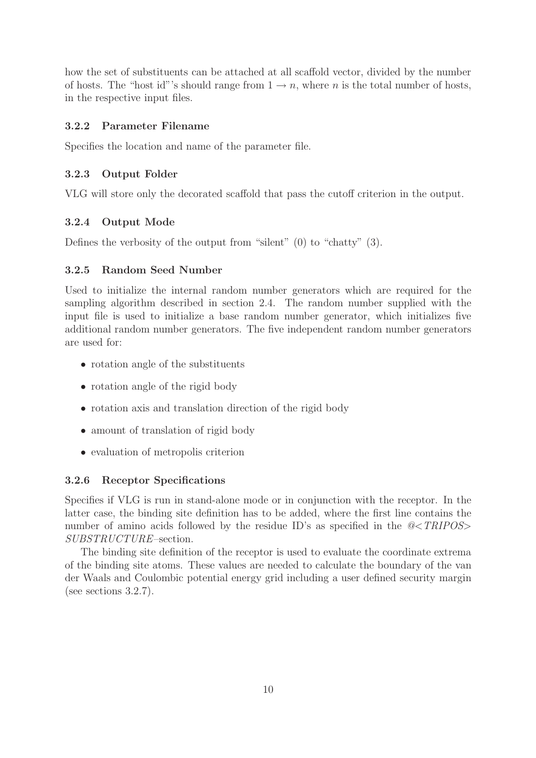how the set of substituents can be attached at all scaffold vector, divided by the number of hosts. The "host id"'s should range from $1 \rightarrow n$, where $n$ is the total number of hosts, in the respective input files.

### 3.2.2 Parameter Filename

Specifies the location and name of the parameter file.

### 3.2.3 Output Folder

VLG will store only the decorated scaffold that pass the cutoff criterion in the output.

### 3.2.4 Output Mode

Defines the verbosity of the output from "silent" (0) to "chatty" (3).

### 3.2.5 Random Seed Number

Used to initialize the internal random number generators which are required for the sampling algorithm described in section 2.4. The random number supplied with the input file is used to initialize a base random number generator, which initializes five additional random number generators. The five independent random number generators are used for:

- rotation angle of the substituents
- rotation angle of the rigid body
- rotation axis and translation direction of the rigid body
- amount of translation of rigid body
- evaluation of metropolis criterion

### 3.2.6 Receptor Specifications

Specifies if VLG is run in stand-alone mode or in conjunction with the receptor. In the latter case, the binding site definition has to be added, where the first line contains the number of amino acids followed by the residue ID's as specified in the *@<TRIPOS> SUBSTRUCTURE*–section.

The binding site definition of the receptor is used to evaluate the coordinate extrema of the binding site atoms. These values are needed to calculate the boundary of the van der Waals and Coulombic potential energy grid including a user defined security margin (see sections 3.2.7).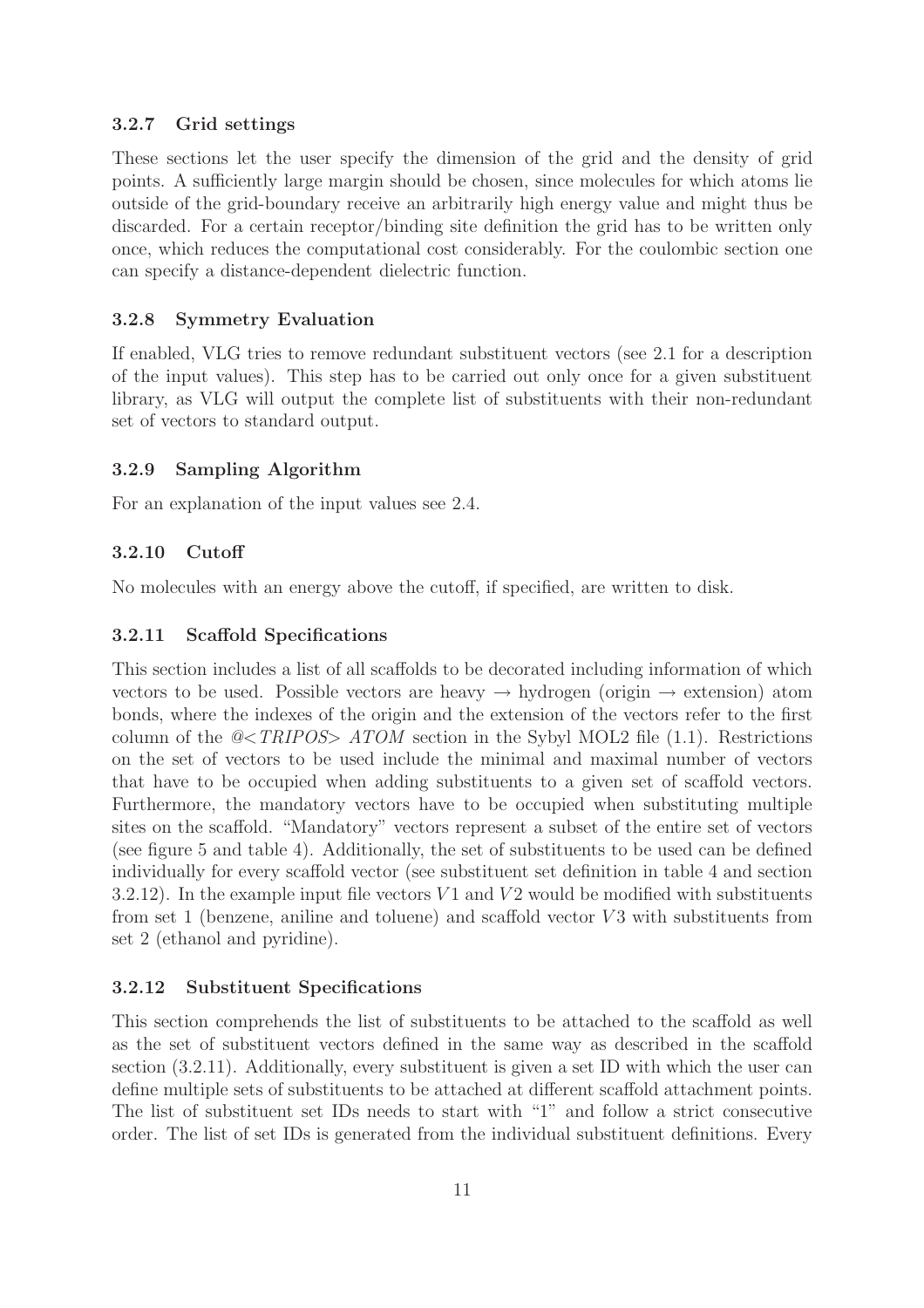### 3.2.7 Grid settings

These sections let the user specify the dimension of the grid and the density of grid points. A sufficiently large margin should be chosen, since molecules for which atoms lie outside of the grid-boundary receive an arbitrarily high energy value and might thus be discarded. For a certain receptor/binding site definition the grid has to be written only once, which reduces the computational cost considerably. For the coulombic section one can specify a distance-dependent dielectric function.

### 3.2.8 Symmetry Evaluation

If enabled, VLG tries to remove redundant substituent vectors (see 2.1 for a description of the input values). This step has to be carried out only once for a given substituent library, as VLG will output the complete list of substituents with their non-redundant set of vectors to standard output.

### 3.2.9 Sampling Algorithm

For an explanation of the input values see 2.4.

### 3.2.10 Cutoff

No molecules with an energy above the cutoff, if specified, are written to disk.

### 3.2.11 Scaffold Specifications

This section includes a list of all scaffolds to be decorated including information of which vectors to be used. Possible vectors are heavy → hydrogen (origin → extension) atom bonds, where the indexes of the origin and the extension of the vectors refer to the first column of the *@<TRIPOS> ATOM* section in the Sybyl MOL2 file (1.1). Restrictions on the set of vectors to be used include the minimal and maximal number of vectors that have to be occupied when adding substituents to a given set of scaffold vectors. Furthermore, the mandatory vectors have to be occupied when substituting multiple sites on the scaffold. "Mandatory" vectors represent a subset of the entire set of vectors (see figure 5 and table 4). Additionally, the set of substituents to be used can be defined individually for every scaffold vector (see substituent set definition in table 4 and section 3.2.12). In the example input file vectors $V1$ and $V2$ would be modified with substituents from set 1 (benzene, aniline and toluene) and scaffold vector $V3$ with substituents from set 2 (ethanol and pyridine).

### 3.2.12 Substituent Specifications

This section comprehends the list of substituents to be attached to the scaffold as well as the set of substituent vectors defined in the same way as described in the scaffold section (3.2.11). Additionally, every substituent is given a set ID with which the user can define multiple sets of substituents to be attached at different scaffold attachment points. The list of substituent set IDs needs to start with "1" and follow a strict consecutive order. The list of set IDs is generated from the individual substituent definitions. Every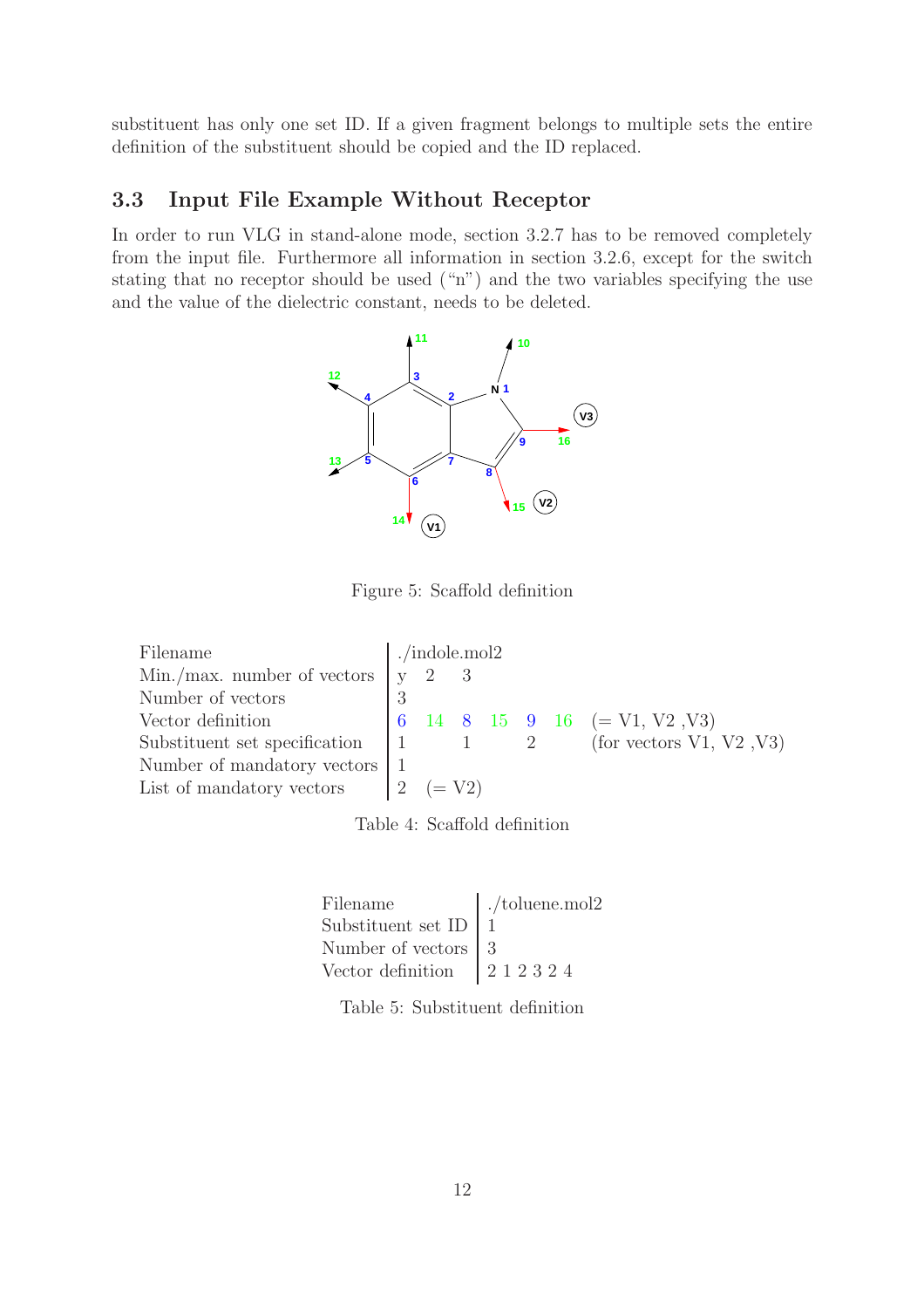substituent has only one set ID. If a given fragment belongs to multiple sets the entire definition of the substituent should be copied and the ID replaced.

### 3.3 Input File Example Without Receptor

In order to run VLG in stand-alone mode, section 3.2.7 has to be removed completely from the input file. Furthermore all information in section 3.2.6, except for the switch stating that no receptor should be used ("n") and the two variables specifying the use and the value of the dielectric constant, needs to be deleted.

Figure 5: Scaffold definition

| | | | | | | | |
|---|---|---|---|---|---|---|---|
| Filename | ./indole.mol2 | | | | | | |
| Min./max. number of vectors | y | 2 | 3 | | | | |
| Number of vectors | 3 | | | | | | |
| Vector definition | 6 | 14 | 8 | 15 | 9 | 16 | (= V1, V2 ,V3) |
| Substituent set specification | 1 | | 1 | | 2 | | (for vectors V1, V2 ,V3) |
| Number of mandatory vectors | 1 | | | | | | |
| List of mandatory vectors | 2 | (= V2) | | | | | |

Table 4: Scaffold definition

| | |
|---|---|
| Filename | ./toluene.mol2 |
| Substituent set ID | 1 |
| Number of vectors | 3 |
| Vector definition | 2 1 2 3 2 4 |

Table 5: Substituent definition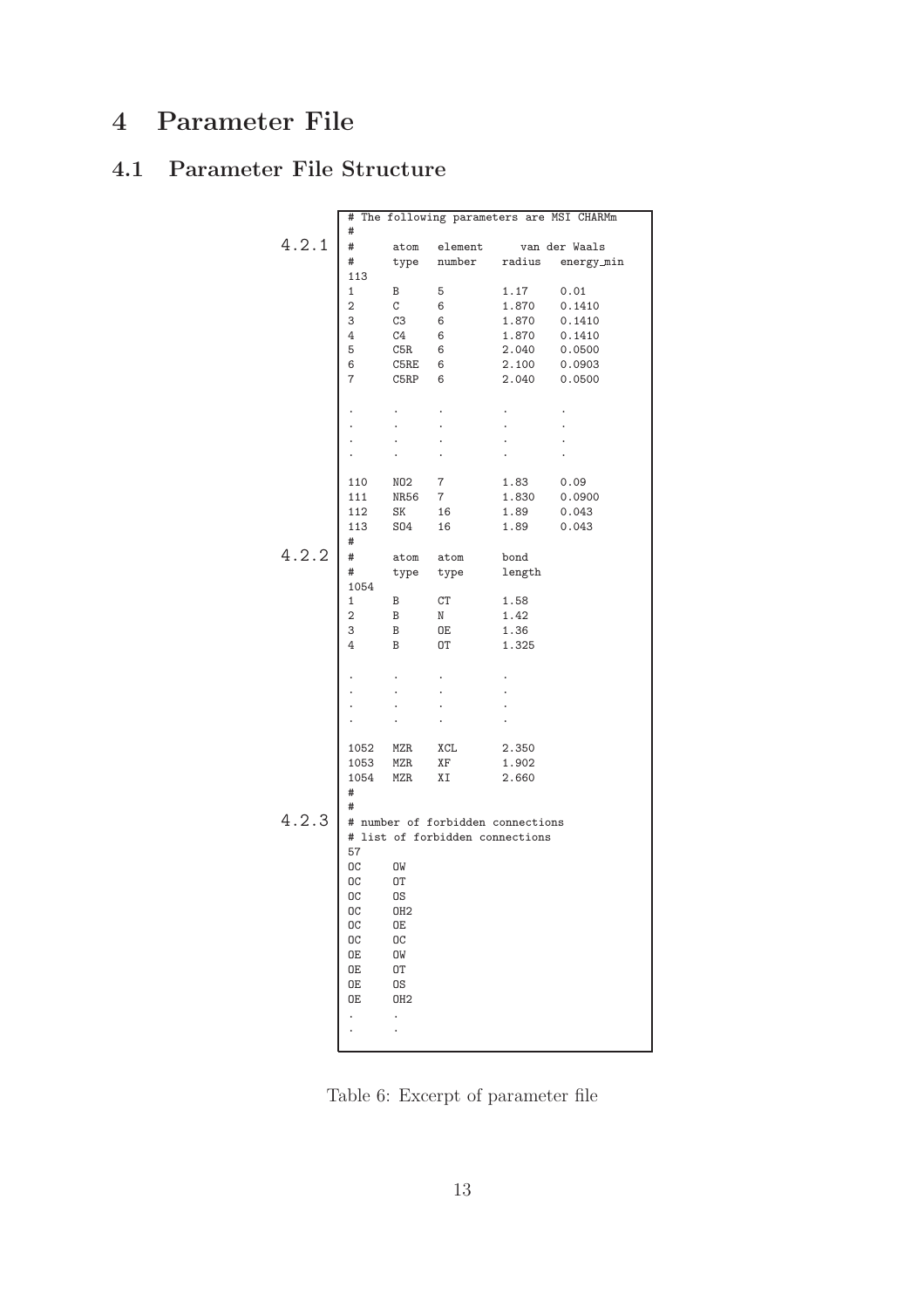# 4 Parameter File

## 4.1 Parameter File Structure

```
      # The following parameters are MSI CHARMm
      #
4.2.1 #      atom   element      van der Waals
      #      type   number    radius   energy_min
      113
      1      B      5         1.17     0.01
      2      C      6         1.870    0.1410
      3      C3     6         1.870    0.1410
      4      C4     6         1.870    0.1410
      5      C5R    6         2.040    0.0500
      6      C5RE   6         2.100    0.0903
      7      C5RP   6         2.040    0.0500

      .      .      .         .        .
      .      .      .         .        .
      .      .      .         .        .
      .      .      .         .        .

      110    NO2    7         1.83     0.09
      111    NR56   7         1.830    0.0900
      112    SK     16        1.89     0.043
      113    SO4    16        1.89     0.043
      #
4.2.2 #      atom   atom      bond
      #      type   type      length
      1054
      1      B      CT        1.58
      2      B      N         1.42
      3      B      OE        1.36
      4      B      OT        1.325

      .      .      .         .
      .      .      .         .
      .      .      .         .
      .      .      .         .

      1052   MZR    XCL       2.350
      1053   MZR    XF        1.902
      1054   MZR    XI        2.660
      #
      #
4.2.3 # number of forbidden connections
      # list of forbidden connections
      57
      OC     OW
      OC     OT
      OC     OS
      OC     OH2
      OC     OE
      OC     OC
      OE     OW
      OE     OT
      OE     OS
      OE     OH2
      .      .
      .      .
```

Table 6: Excerpt of parameter file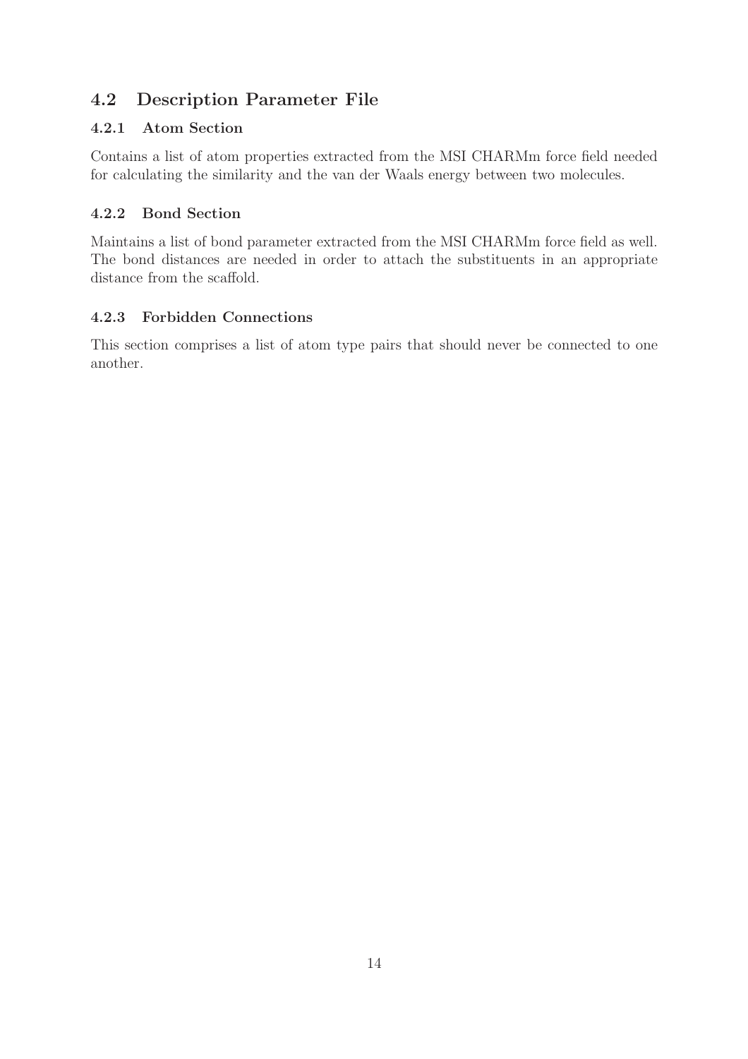## 4.2 Description Parameter File

### 4.2.1 Atom Section

Contains a list of atom properties extracted from the MSI CHARMm force field needed for calculating the similarity and the van der Waals energy between two molecules.

### 4.2.2 Bond Section

Maintains a list of bond parameter extracted from the MSI CHARMm force field as well. The bond distances are needed in order to attach the substituents in an appropriate distance from the scaffold.

### 4.2.3 Forbidden Connections

This section comprises a list of atom type pairs that should never be connected to one another.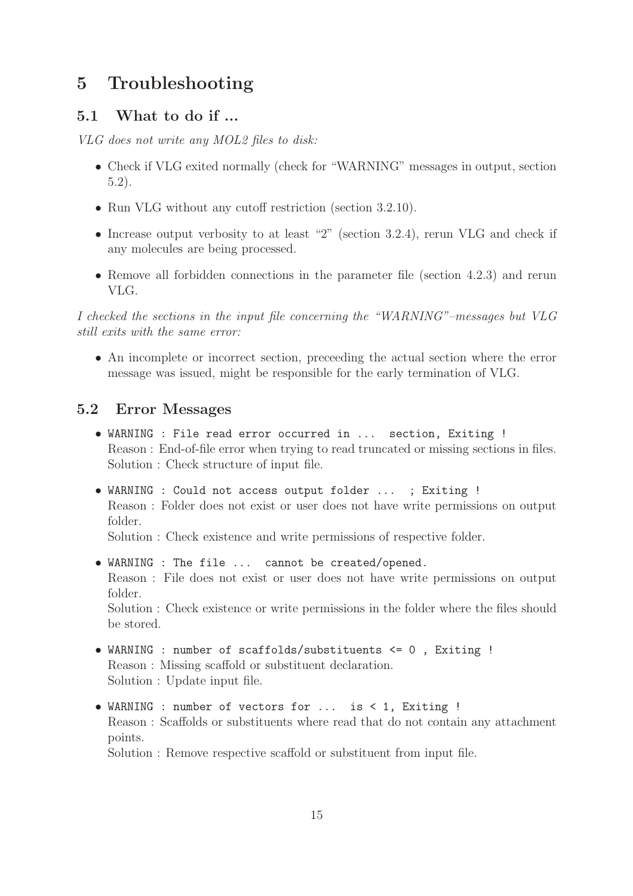# 5 Troubleshooting

## 5.1 What to do if ...

*VLG does not write any MOL2 files to disk:*

- Check if VLG exited normally (check for "WARNING" messages in output, section 5.2).
- Run VLG without any cutoff restriction (section 3.2.10).
- Increase output verbosity to at least "2" (section 3.2.4), rerun VLG and check if any molecules are being processed.
- Remove all forbidden connections in the parameter file (section 4.2.3) and rerun VLG.

*I checked the sections in the input file concerning the "WARNING"–messages but VLG still exits with the same error:*

- An incomplete or incorrect section, preceeding the actual section where the error message was issued, might be responsible for the early termination of VLG.

## 5.2 Error Messages

- `WARNING : File read error occurred in ... section, Exiting !`
  Reason : End-of-file error when trying to read truncated or missing sections in files.
  Solution : Check structure of input file.
- `WARNING : Could not access output folder ... ; Exiting !`
  Reason : Folder does not exist or user does not have write permissions on output folder.
  Solution : Check existence and write permissions of respective folder.
- `WARNING : The file ... cannot be created/opened.`
  Reason : File does not exist or user does not have write permissions on output folder.
  Solution : Check existence or write permissions in the folder where the files should be stored.
- `WARNING : number of scaffolds/substituents <= 0 , Exiting !`
  Reason : Missing scaffold or substituent declaration.
  Solution : Update input file.
- `WARNING : number of vectors for ... is < 1, Exiting !`
  Reason : Scaffolds or substituents where read that do not contain any attachment points.
  Solution : Remove respective scaffold or substituent from input file.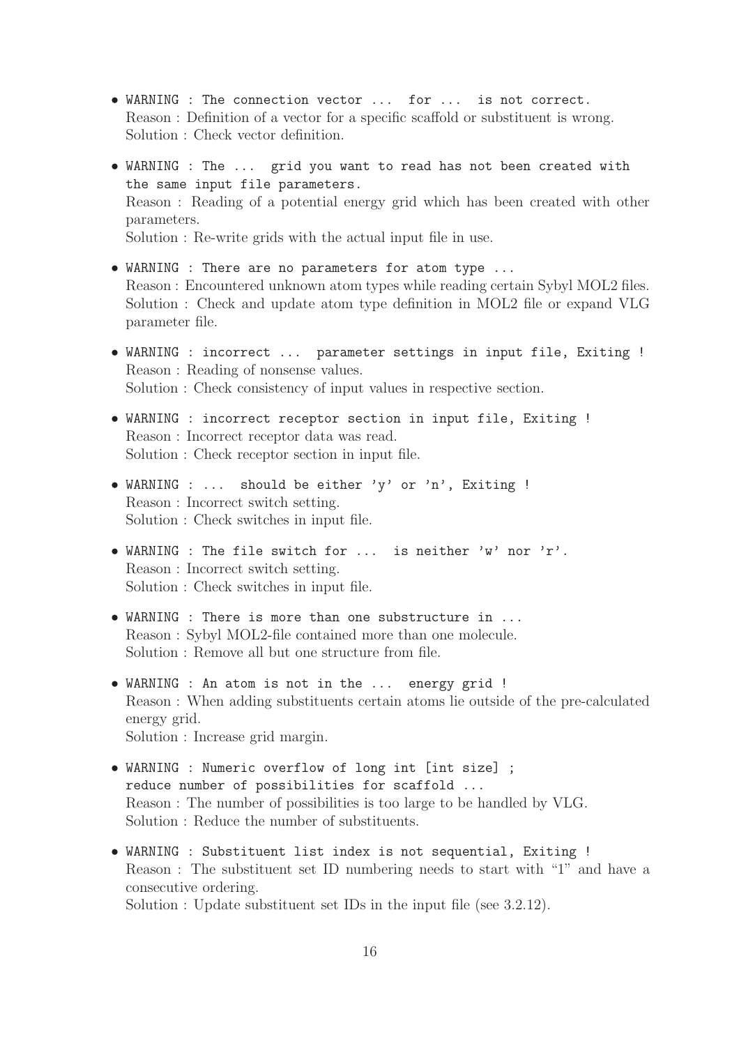- `WARNING : The connection vector ... for ... is not correct.`
  Reason : Definition of a vector for a specific scaffold or substituent is wrong.
  Solution : Check vector definition.

- `WARNING : The ... grid you want to read has not been created with the same input file parameters.`
  Reason : Reading of a potential energy grid which has been created with other parameters.
  Solution : Re-write grids with the actual input file in use.

- `WARNING : There are no parameters for atom type ...`
  Reason : Encountered unknown atom types while reading certain Sybyl MOL2 files.
  Solution : Check and update atom type definition in MOL2 file or expand VLG parameter file.

- `WARNING : incorrect ... parameter settings in input file, Exiting !`
  Reason : Reading of nonsense values.
  Solution : Check consistency of input values in respective section.

- `WARNING : incorrect receptor section in input file, Exiting !`
  Reason : Incorrect receptor data was read.
  Solution : Check receptor section in input file.

- `WARNING : ... should be either 'y' or 'n', Exiting !`
  Reason : Incorrect switch setting.
  Solution : Check switches in input file.

- `WARNING : The file switch for ... is neither 'w' nor 'r'.`
  Reason : Incorrect switch setting.
  Solution : Check switches in input file.

- `WARNING : There is more than one substructure in ...`
  Reason : Sybyl MOL2-file contained more than one molecule.
  Solution : Remove all but one structure from file.

- `WARNING : An atom is not in the ... energy grid !`
  Reason : When adding substituents certain atoms lie outside of the pre-calculated energy grid.
  Solution : Increase grid margin.

- `WARNING : Numeric overflow of long int [int size] ; reduce number of possibilities for scaffold ...`
  Reason : The number of possibilities is too large to be handled by VLG.
  Solution : Reduce the number of substituents.

- `WARNING : Substituent list index is not sequential, Exiting !`
  Reason : The substituent set ID numbering needs to start with "1" and have a consecutive ordering.
  Solution : Update substituent set IDs in the input file (see 3.2.12).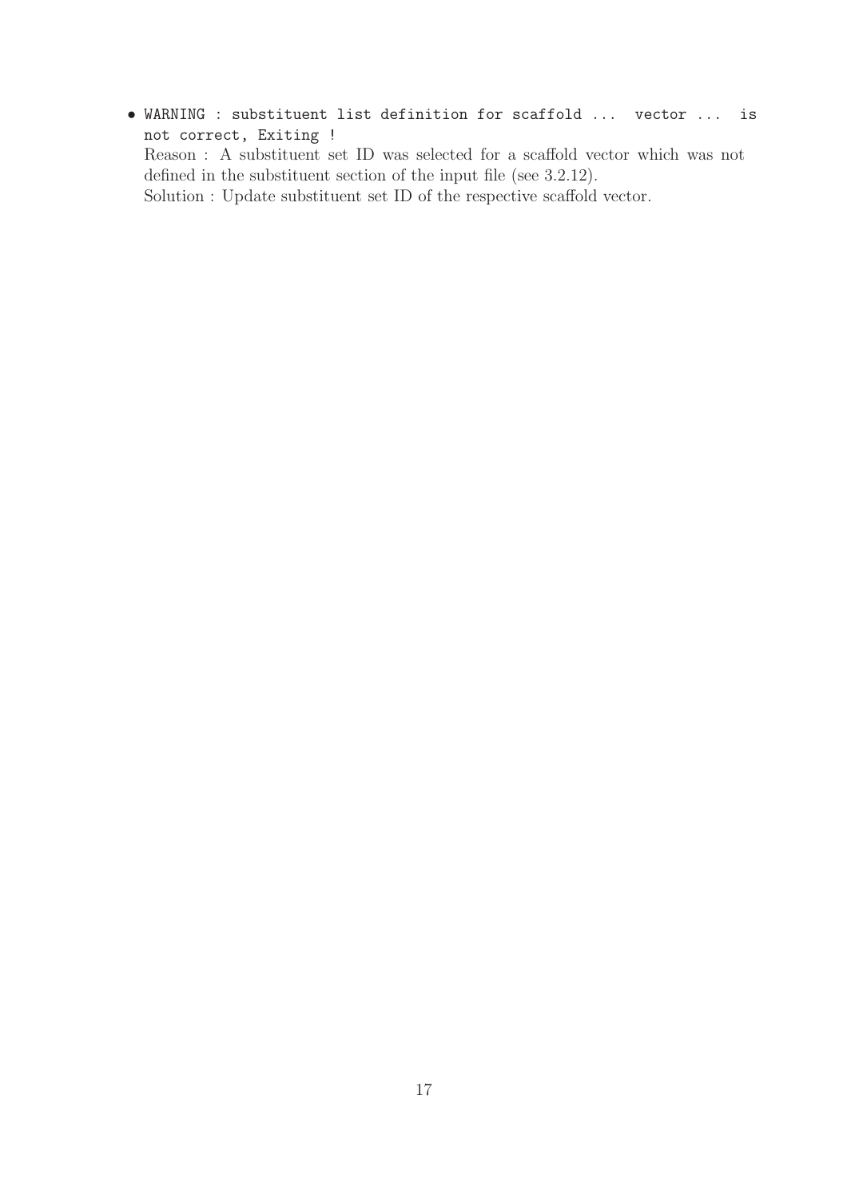- `WARNING : substituent list definition for scaffold ... vector ... is not correct, Exiting !`
  Reason : A substituent set ID was selected for a scaffold vector which was not defined in the substituent section of the input file (see 3.2.12).
  Solution : Update substituent set ID of the respective scaffold vector.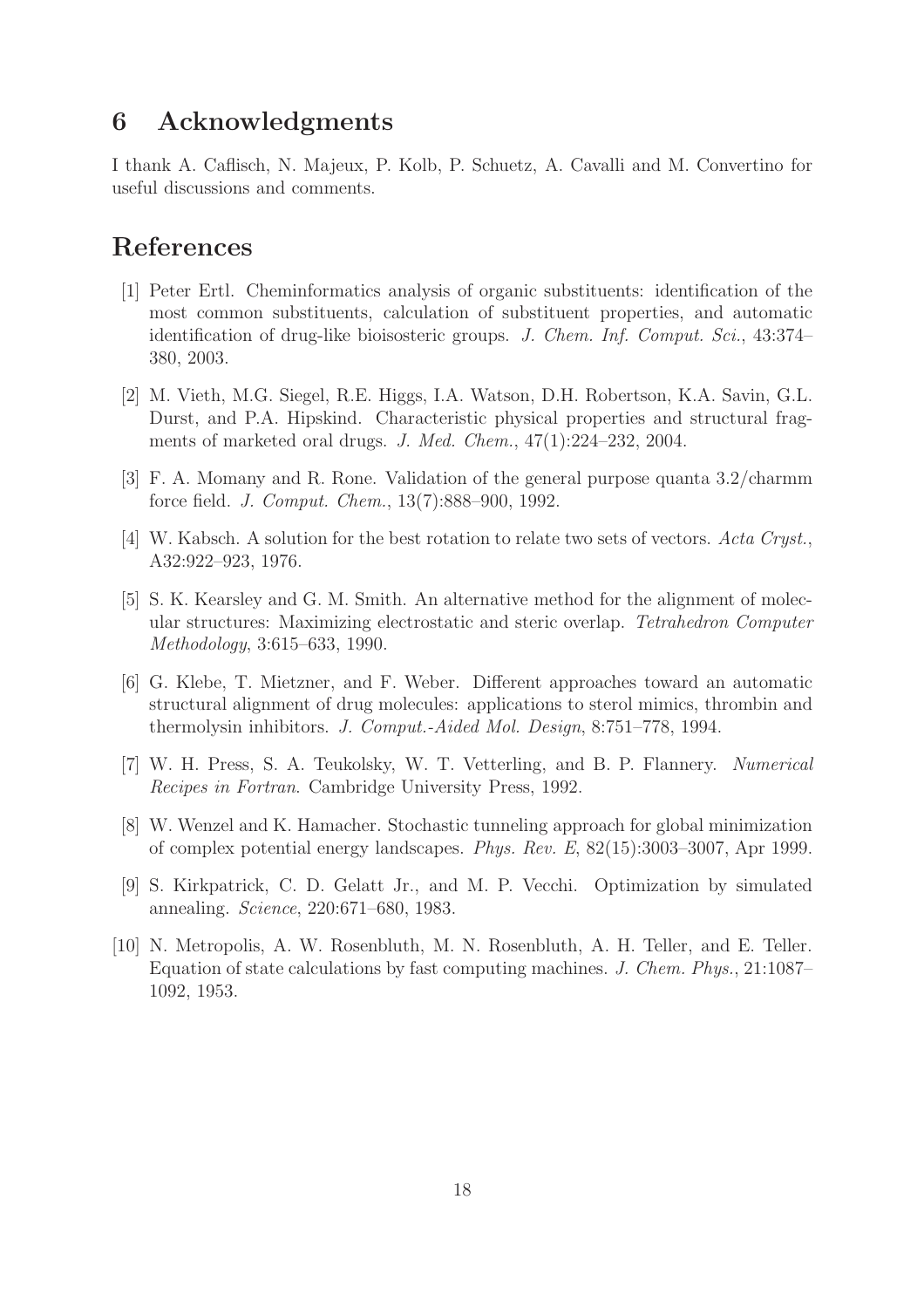## 6 Acknowledgments

I thank A. Caflisch, N. Majeux, P. Kolb, P. Schuetz, A. Cavalli and M. Convertino for useful discussions and comments.

## References

[1] Peter Ertl. Cheminformatics analysis of organic substituents: identification of the most common substituents, calculation of substituent properties, and automatic identification of drug-like bioisosteric groups. *J. Chem. Inf. Comput. Sci.*, 43:374–380, 2003.

[2] M. Vieth, M.G. Siegel, R.E. Higgs, I.A. Watson, D.H. Robertson, K.A. Savin, G.L. Durst, and P.A. Hipskind. Characteristic physical properties and structural fragments of marketed oral drugs. *J. Med. Chem.*, 47(1):224–232, 2004.

[3] F. A. Momany and R. Rone. Validation of the general purpose quanta 3.2/charmm force field. *J. Comput. Chem.*, 13(7):888–900, 1992.

[4] W. Kabsch. A solution for the best rotation to relate two sets of vectors. *Acta Cryst.*, A32:922–923, 1976.

[5] S. K. Kearsley and G. M. Smith. An alternative method for the alignment of molecular structures: Maximizing electrostatic and steric overlap. *Tetrahedron Computer Methodology*, 3:615–633, 1990.

[6] G. Klebe, T. Mietzner, and F. Weber. Different approaches toward an automatic structural alignment of drug molecules: applications to sterol mimics, thrombin and thermolysin inhibitors. *J. Comput.-Aided Mol. Design*, 8:751–778, 1994.

[7] W. H. Press, S. A. Teukolsky, W. T. Vetterling, and B. P. Flannery. *Numerical Recipes in Fortran*. Cambridge University Press, 1992.

[8] W. Wenzel and K. Hamacher. Stochastic tunneling approach for global minimization of complex potential energy landscapes. *Phys. Rev. E*, 82(15):3003–3007, Apr 1999.

[9] S. Kirkpatrick, C. D. Gelatt Jr., and M. P. Vecchi. Optimization by simulated annealing. *Science*, 220:671–680, 1983.

[10] N. Metropolis, A. W. Rosenbluth, M. N. Rosenbluth, A. H. Teller, and E. Teller. Equation of state calculations by fast computing machines. *J. Chem. Phys.*, 21:1087–1092, 1953.